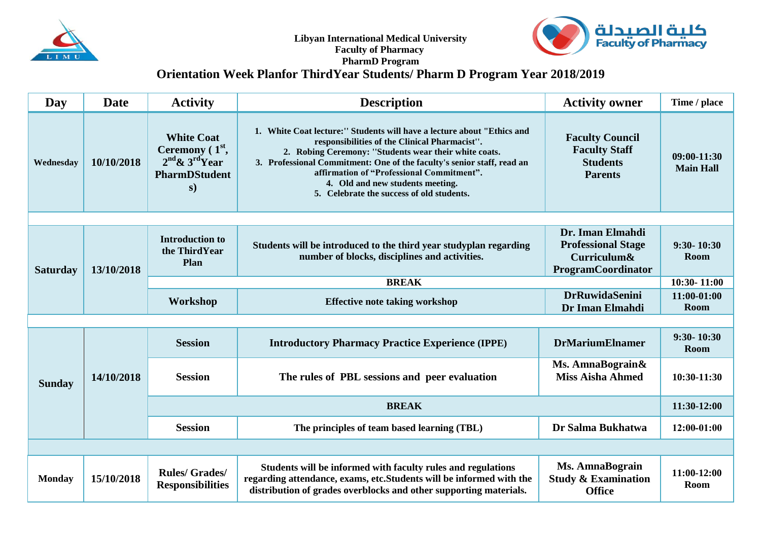Libyan International Medical University
Faculty of Pharmacy
PharmD Program

كلية الصيدلة Faculty of Pharmacy

# Orientation Week Planfor ThirdYear Students/ Pharm D Program Year 2018/2019

| Day | Date | Activity | Description | Activity owner | Time / place |
|---|---|---|---|---|---|
| Wednesday | 10/10/2018 | White Coat Ceremony ( 1st, 2nd & 3rd Year PharmDStudents) | 1. White Coat lecture:'' Students will have a lecture about "Ethics and responsibilities of the Clinical Pharmacist''. 2. Robing Ceremony: ''Students wear their white coats. 3. Professional Commitment: One of the faculty's senior staff, read an affirmation of "Professional Commitment". 4. Old and new students meeting. 5. Celebrate the success of old students. | Faculty Council Faculty Staff Students Parents | 09:00-11:30 Main Hall |
| | | | | | |
| Saturday | 13/10/2018 | Introduction to the ThirdYear Plan | Students will be introduced to the third year studyplan regarding number of blocks, disciplines and activities. | Dr. Iman Elmahdi Professional Stage Curriculum& ProgramCoordinator | 9:30- 10:30 Room |
| | | BREAK | | | 10:30- 11:00 |
| | | Workshop | Effective note taking workshop | DrRuwidaSenini Dr Iman Elmahdi | 11:00-01:00 Room |
| | | | | | |
| Sunday | 14/10/2018 | Session | Introductory Pharmacy Practice Experience (IPPE) | DrMariumElnamer | 9:30- 10:30 Room |
| | | Session | The rules of PBL sessions and peer evaluation | Ms. AmnaBograin& Miss Aisha Ahmed | 10:30-11:30 |
| | | BREAK | | | 11:30-12:00 |
| | | Session | The principles of team based learning (TBL) | Dr Salma Bukhatwa | 12:00-01:00 |
| | | | | | |
| Monday | 15/10/2018 | Rules/ Grades/ Responsibilities | Students will be informed with faculty rules and regulations regarding attendance, exams, etc.Students will be informed with the distribution of grades overblocks and other supporting materials. | Ms. AmnaBograin Study & Examination Office | 11:00-12:00 Room |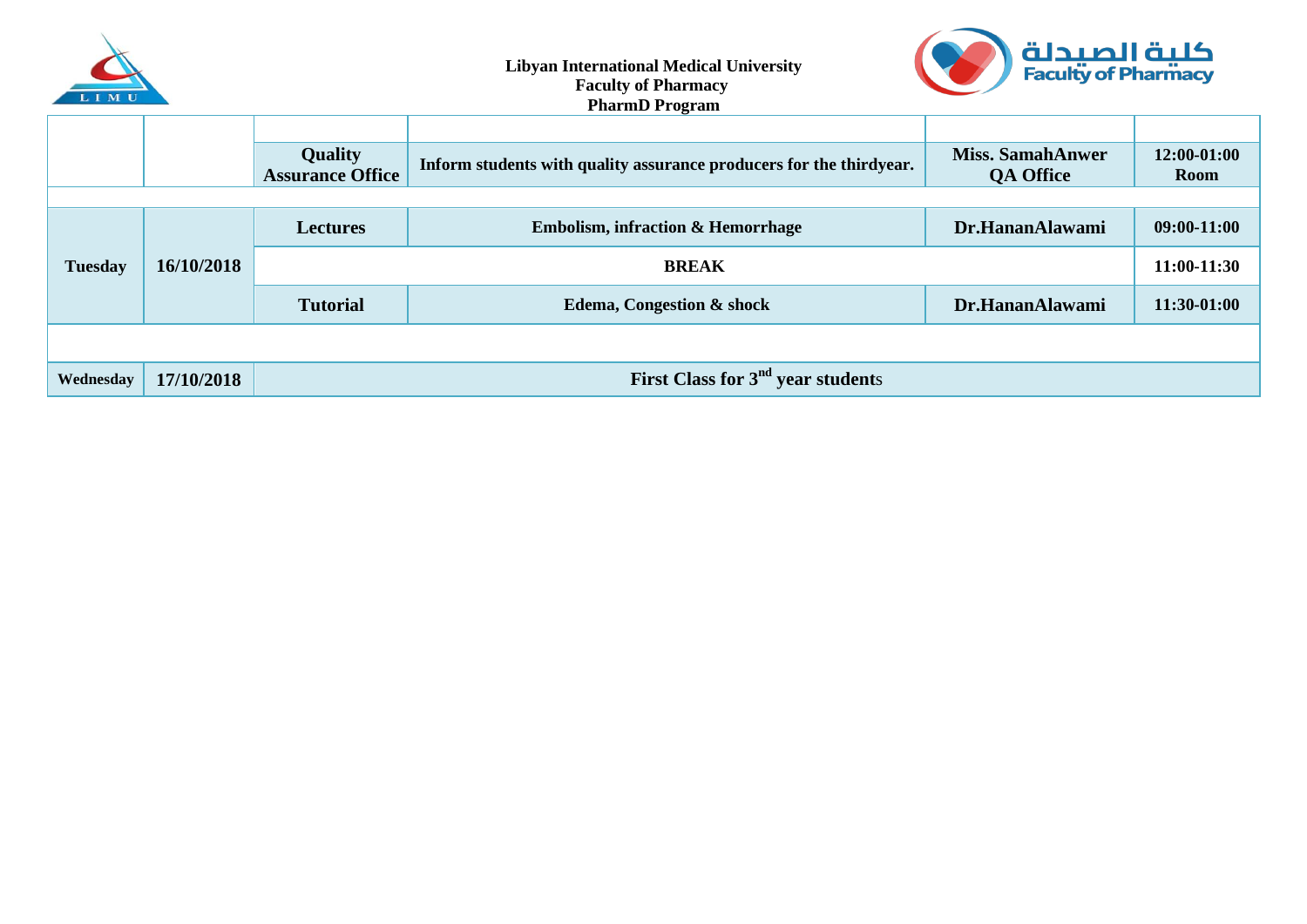**Libyan International Medical University**
**Faculty of Pharmacy**
**PharmD Program**

| | | | | | |
|---|---|---|---|---|---|
| | | | | | |
| | | **Quality Assurance Office** | **Inform students with quality assurance producers for the thirdyear.** | **Miss. SamahAnwer QA Office** | **12:00-01:00 Room** |
| | | | | | |
| **Tuesday** | **16/10/2018** | **Lectures** | **Embolism, infraction & Hemorrhage** | **Dr.HananAlawami** | **09:00-11:00** |
| | | **BREAK** | | | **11:00-11:30** |
| | | **Tutorial** | **Edema, Congestion & shock** | **Dr.HananAlawami** | **11:30-01:00** |
| | | | | | |
| **Wednesday** | **17/10/2018** | **First Class for 3[nd] year students** | | | |